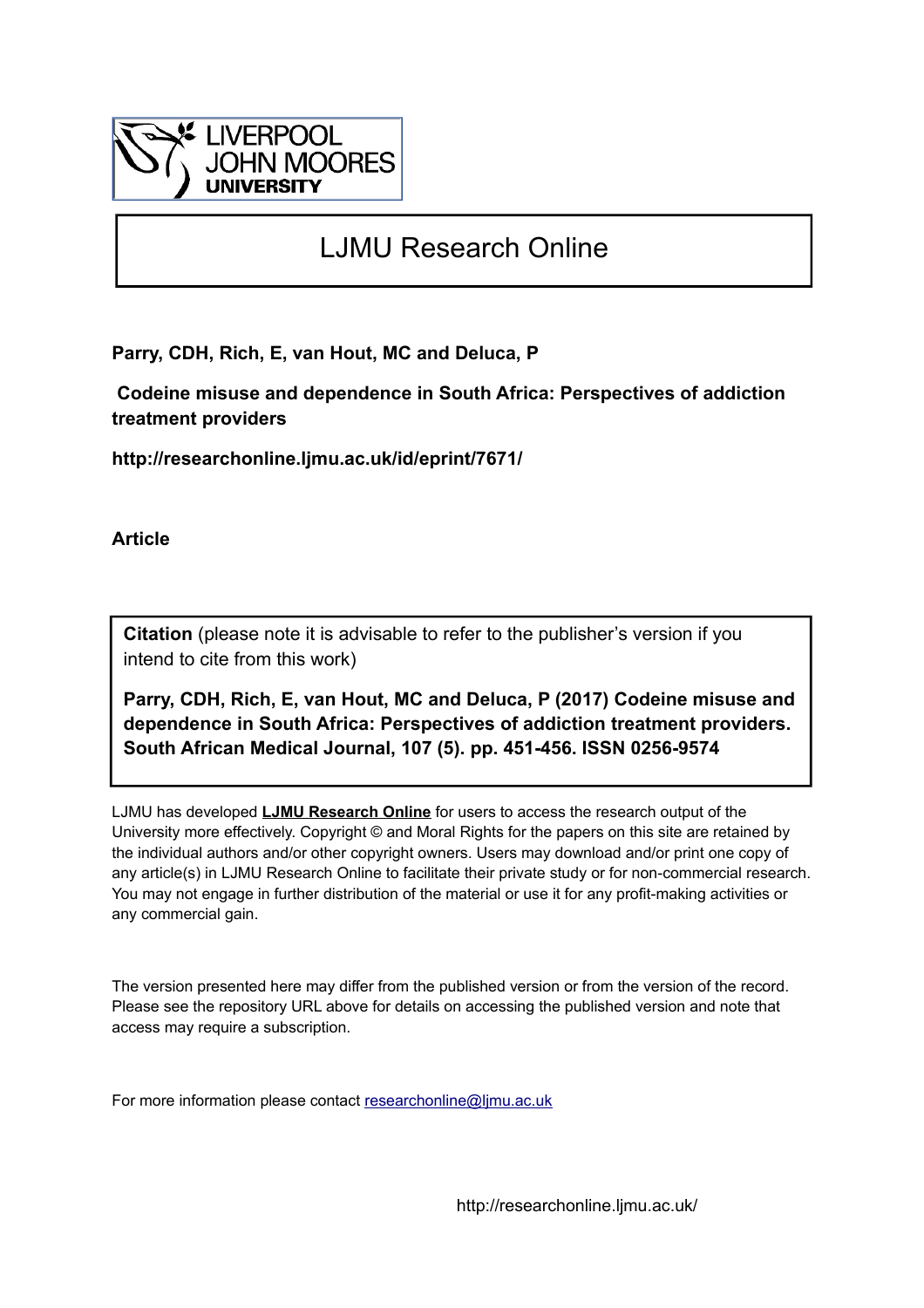LIVERPOOL JOHN MOORES UNIVERSITY

# LJMU Research Online

**Parry, CDH, Rich, E, van Hout, MC and Deluca, P**

**Codeine misuse and dependence in South Africa: Perspectives of addiction treatment providers**

**http://researchonline.ljmu.ac.uk/id/eprint/7671/**

**Article**

**Citation** (please note it is advisable to refer to the publisher's version if you intend to cite from this work)

**Parry, CDH, Rich, E, van Hout, MC and Deluca, P (2017) Codeine misuse and dependence in South Africa: Perspectives of addiction treatment providers. South African Medical Journal, 107 (5). pp. 451-456. ISSN 0256-9574**

LJMU has developed **LJMU Research Online** for users to access the research output of the University more effectively. Copyright © and Moral Rights for the papers on this site are retained by the individual authors and/or other copyright owners. Users may download and/or print one copy of any article(s) in LJMU Research Online to facilitate their private study or for non-commercial research. You may not engage in further distribution of the material or use it for any profit-making activities or any commercial gain.

The version presented here may differ from the published version or from the version of the record. Please see the repository URL above for details on accessing the published version and note that access may require a subscription.

For more information please contact researchonline@ljmu.ac.uk

http://researchonline.ljmu.ac.uk/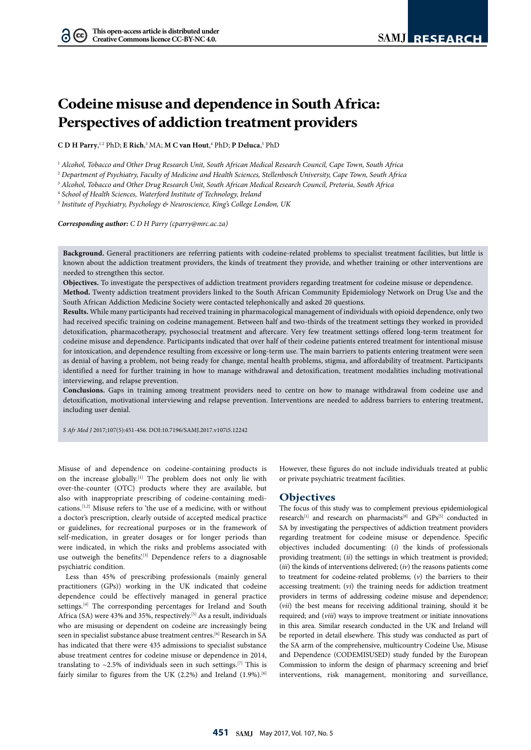# Codeine misuse and dependence in South Africa: Perspectives of addiction treatment providers

**C D H Parry**,[1,2] PhD; **E Rich**,[3] MA; **M C van Hout**,[4] PhD; **P Deluca**,[5] PhD

[1] *Alcohol, Tobacco and Other Drug Research Unit, South African Medical Research Council, Cape Town, South Africa*

[2] *Department of Psychiatry, Faculty of Medicine and Health Sciences, Stellenbosch University, Cape Town, South Africa*

[3] *Alcohol, Tobacco and Other Drug Research Unit, South African Medical Research Council, Pretoria, South Africa*

[4] *School of Health Sciences, Waterford Institute of Technology, Ireland*

[5] *Institute of Psychiatry, Psychology & Neuroscience, King's College London, UK*

***Corresponding author:** C D H Parry (cparry@mrc.ac.za)*

**Background.** General practitioners are referring patients with codeine-related problems to specialist treatment facilities, but little is known about the addiction treatment providers, the kinds of treatment they provide, and whether training or other interventions are needed to strengthen this sector.

**Objectives.** To investigate the perspectives of addiction treatment providers regarding treatment for codeine misuse or dependence.

**Method.** Twenty addiction treatment providers linked to the South African Community Epidemiology Network on Drug Use and the South African Addiction Medicine Society were contacted telephonically and asked 20 questions.

**Results.** While many participants had received training in pharmacological management of individuals with opioid dependence, only two had received specific training on codeine management. Between half and two-thirds of the treatment settings they worked in provided detoxification, pharmacotherapy, psychosocial treatment and aftercare. Very few treatment settings offered long-term treatment for codeine misuse and dependence. Participants indicated that over half of their codeine patients entered treatment for intentional misuse for intoxication, and dependence resulting from excessive or long-term use. The main barriers to patients entering treatment were seen as denial of having a problem, not being ready for change, mental health problems, stigma, and affordability of treatment. Participants identified a need for further training in how to manage withdrawal and detoxification, treatment modalities including motivational interviewing, and relapse prevention.

**Conclusions.** Gaps in training among treatment providers need to centre on how to manage withdrawal from codeine use and detoxification, motivational interviewing and relapse prevention. Interventions are needed to address barriers to entering treatment, including user denial.

*S Afr Med J* 2017;107(5):451-456. DOI:10.7196/SAMJ.2017.v107i5.12242

Misuse of and dependence on codeine-containing products is on the increase globally.[1] The problem does not only lie with over-the-counter (OTC) products where they are available, but also with inappropriate prescribing of codeine-containing medications.[1,2] Misuse refers to 'the use of a medicine, with or without a doctor's prescription, clearly outside of accepted medical practice or guidelines, for recreational purposes or in the framework of self-medication, in greater dosages or for longer periods than were indicated, in which the risks and problems associated with use outweigh the benefits'.[3] Dependence refers to a diagnosable psychiatric condition.

Less than 45% of prescribing professionals (mainly general practitioners (GPs)) working in the UK indicated that codeine dependence could be effectively managed in general practice settings.[4] The corresponding percentages for Ireland and South Africa (SA) were 43% and 35%, respectively.[5] As a result, individuals who are misusing or dependent on codeine are increasingly being seen in specialist substance abuse treatment centres.[6] Research in SA has indicated that there were 435 admissions to specialist substance abuse treatment centres for codeine misuse or dependence in 2014, translating to ~2.5% of individuals seen in such settings.[7] This is fairly similar to figures from the UK (2.2%) and Ireland (1.9%).[6] However, these figures do not include individuals treated at public or private psychiatric treatment facilities.

## Objectives

The focus of this study was to complement previous epidemiological research[1] and research on pharmacists[8] and GPs[5] conducted in SA by investigating the perspectives of addiction treatment providers regarding treatment for codeine misuse or dependence. Specific objectives included documenting: (*i*) the kinds of professionals providing treatment; (*ii*) the settings in which treatment is provided; (*iii*) the kinds of interventions delivered; (*iv*) the reasons patients come to treatment for codeine-related problems; (*v*) the barriers to their accessing treatment; (*vi*) the training needs for addiction treatment providers in terms of addressing codeine misuse and dependence; (*vii*) the best means for receiving additional training, should it be required; and (*viii*) ways to improve treatment or initiate innovations in this area. Similar research conducted in the UK and Ireland will be reported in detail elsewhere. This study was conducted as part of the SA arm of the comprehensive, multicountry Codeine Use, Misuse and Dependence (CODEMISUSED) study funded by the European Commission to inform the design of pharmacy screening and brief interventions, risk management, monitoring and surveillance,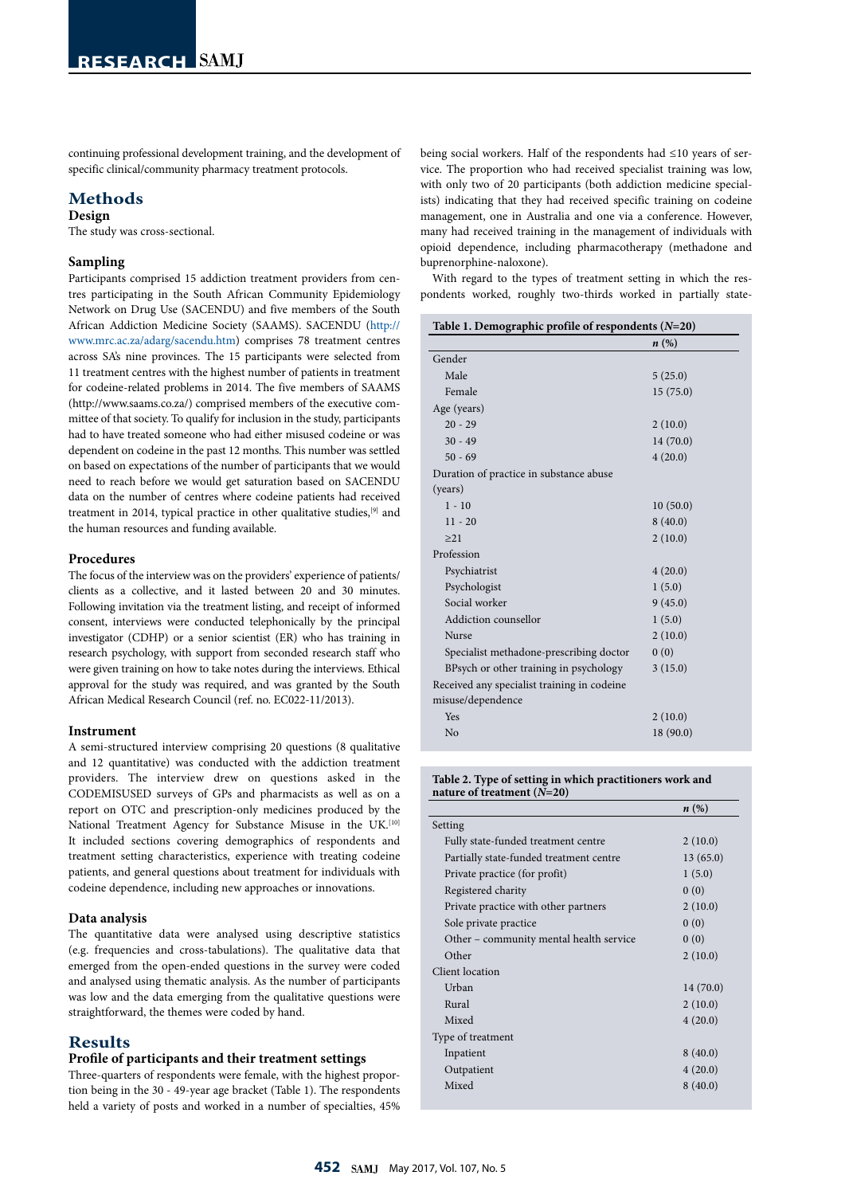continuing professional development training, and the development of specific clinical/community pharmacy treatment protocols.

## Methods

### Design

The study was cross-sectional.

### Sampling

Participants comprised 15 addiction treatment providers from centres participating in the South African Community Epidemiology Network on Drug Use (SACENDU) and five members of the South African Addiction Medicine Society (SAAMS). SACENDU (http://www.mrc.ac.za/adarg/sacendu.htm) comprises 78 treatment centres across SA's nine provinces. The 15 participants were selected from 11 treatment centres with the highest number of patients in treatment for codeine-related problems in 2014. The five members of SAAMS (http://www.saams.co.za/) comprised members of the executive committee of that society. To qualify for inclusion in the study, participants had to have treated someone who had either misused codeine or was dependent on codeine in the past 12 months. This number was settled on based on expectations of the number of participants that we would need to reach before we would get saturation based on SACENDU data on the number of centres where codeine patients had received treatment in 2014, typical practice in other qualitative studies,[9] and the human resources and funding available.

### Procedures

The focus of the interview was on the providers' experience of patients/clients as a collective, and it lasted between 20 and 30 minutes. Following invitation via the treatment listing, and receipt of informed consent, interviews were conducted telephonically by the principal investigator (CDHP) or a senior scientist (ER) who has training in research psychology, with support from seconded research staff who were given training on how to take notes during the interviews. Ethical approval for the study was required, and was granted by the South African Medical Research Council (ref. no. EC022-11/2013).

### Instrument

A semi-structured interview comprising 20 questions (8 qualitative and 12 quantitative) was conducted with the addiction treatment providers. The interview drew on questions asked in the CODEMISUSED surveys of GPs and pharmacists as well as on a report on OTC and prescription-only medicines produced by the National Treatment Agency for Substance Misuse in the UK.[10] It included sections covering demographics of respondents and treatment setting characteristics, experience with treating codeine patients, and general questions about treatment for individuals with codeine dependence, including new approaches or innovations.

### Data analysis

The quantitative data were analysed using descriptive statistics (e.g. frequencies and cross-tabulations). The qualitative data that emerged from the open-ended questions in the survey were coded and analysed using thematic analysis. As the number of participants was low and the data emerging from the qualitative questions were straightforward, the themes were coded by hand.

## Results

### Profile of participants and their treatment settings

Three-quarters of respondents were female, with the highest proportion being in the 30 - 49-year age bracket (Table 1). The respondents held a variety of posts and worked in a number of specialties, 45% being social workers. Half of the respondents had ≤10 years of service. The proportion who had received specialist training was low, with only two of 20 participants (both addiction medicine specialists) indicating that they had received specific training on codeine management, one in Australia and one via a conference. However, many had received training in the management of individuals with opioid dependence, including pharmacotherapy (methadone and buprenorphine-naloxone).

With regard to the types of treatment setting in which the respondents worked, roughly two-thirds worked in partially state-

**Table 1. Demographic profile of respondents (*N*=20)**

| | ***n* (%)** |
|---|---|
| Gender | |
| Male | 5 (25.0) |
| Female | 15 (75.0) |
| Age (years) | |
| 20 - 29 | 2 (10.0) |
| 30 - 49 | 14 (70.0) |
| 50 - 69 | 4 (20.0) |
| Duration of practice in substance abuse (years) | |
| 1 - 10 | 10 (50.0) |
| 11 - 20 | 8 (40.0) |
| ≥21 | 2 (10.0) |
| Profession | |
| Psychiatrist | 4 (20.0) |
| Psychologist | 1 (5.0) |
| Social worker | 9 (45.0) |
| Addiction counsellor | 1 (5.0) |
| Nurse | 2 (10.0) |
| Specialist methadone-prescribing doctor | 0 (0) |
| BPsych or other training in psychology | 3 (15.0) |
| Received any specialist training in codeine misuse/dependence | |
| Yes | 2 (10.0) |
| No | 18 (90.0) |

**Table 2. Type of setting in which practitioners work and nature of treatment (*N*=20)**

| | ***n* (%)** |
|---|---|
| Setting | |
| Fully state-funded treatment centre | 2 (10.0) |
| Partially state-funded treatment centre | 13 (65.0) |
| Private practice (for profit) | 1 (5.0) |
| Registered charity | 0 (0) |
| Private practice with other partners | 2 (10.0) |
| Sole private practice | 0 (0) |
| Other – community mental health service | 0 (0) |
| Other | 2 (10.0) |
| Client location | |
| Urban | 14 (70.0) |
| Rural | 2 (10.0) |
| Mixed | 4 (20.0) |
| Type of treatment | |
| Inpatient | 8 (40.0) |
| Outpatient | 4 (20.0) |
| Mixed | 8 (40.0) |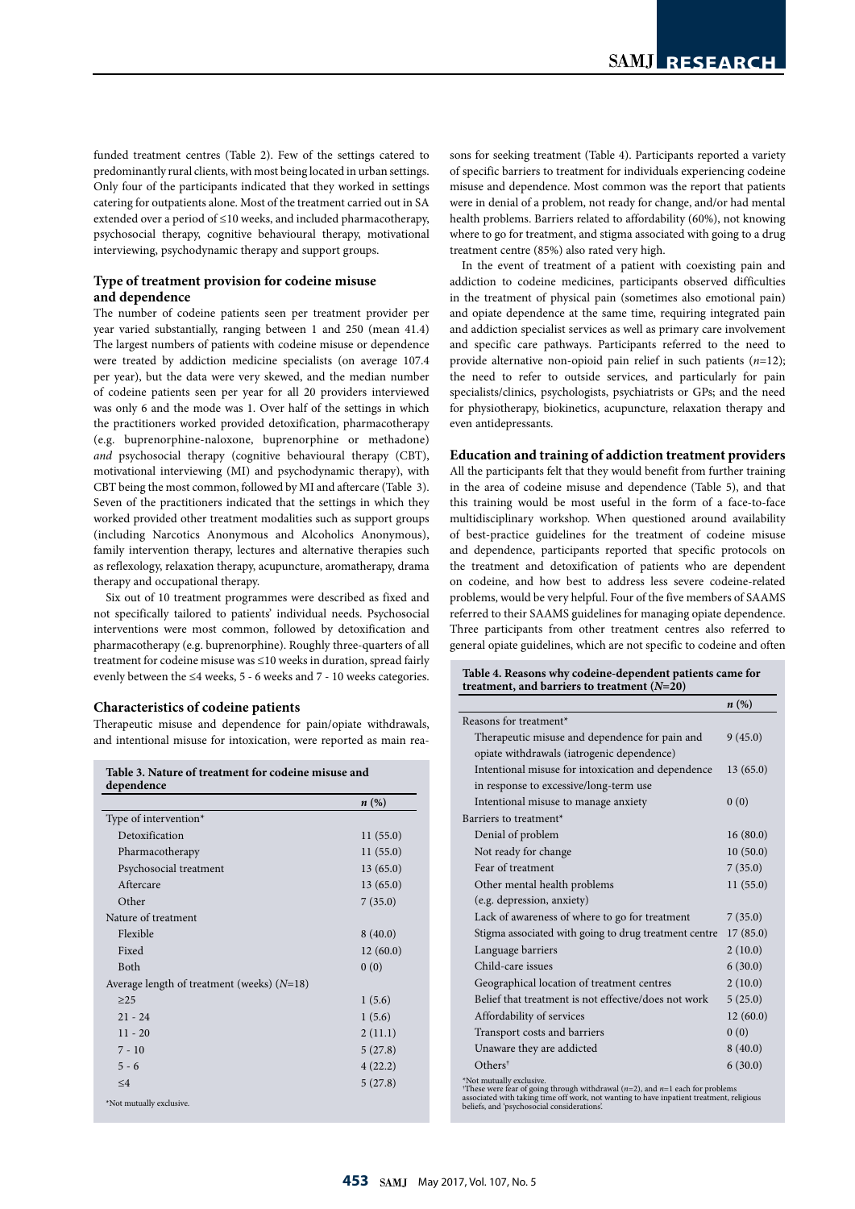funded treatment centres (Table 2). Few of the settings catered to predominantly rural clients, with most being located in urban settings. Only four of the participants indicated that they worked in settings catering for outpatients alone. Most of the treatment carried out in SA extended over a period of ≤10 weeks, and included pharmacotherapy, psychosocial therapy, cognitive behavioural therapy, motivational interviewing, psychodynamic therapy and support groups.

### Type of treatment provision for codeine misuse and dependence

The number of codeine patients seen per treatment provider per year varied substantially, ranging between 1 and 250 (mean 41.4) The largest numbers of patients with codeine misuse or dependence were treated by addiction medicine specialists (on average 107.4 per year), but the data were very skewed, and the median number of codeine patients seen per year for all 20 providers interviewed was only 6 and the mode was 1. Over half of the settings in which the practitioners worked provided detoxification, pharmacotherapy (e.g. buprenorphine-naloxone, buprenorphine or methadone) *and* psychosocial therapy (cognitive behavioural therapy (CBT), motivational interviewing (MI) and psychodynamic therapy), with CBT being the most common, followed by MI and aftercare (Table 3). Seven of the practitioners indicated that the settings in which they worked provided other treatment modalities such as support groups (including Narcotics Anonymous and Alcoholics Anonymous), family intervention therapy, lectures and alternative therapies such as reflexology, relaxation therapy, acupuncture, aromatherapy, drama therapy and occupational therapy.

Six out of 10 treatment programmes were described as fixed and not specifically tailored to patients' individual needs. Psychosocial interventions were most common, followed by detoxification and pharmacotherapy (e.g. buprenorphine). Roughly three-quarters of all treatment for codeine misuse was ≤10 weeks in duration, spread fairly evenly between the ≤4 weeks, 5 - 6 weeks and 7 - 10 weeks categories.

### Characteristics of codeine patients

Therapeutic misuse and dependence for pain/opiate withdrawals, and intentional misuse for intoxication, were reported as main reasons for seeking treatment (Table 4). Participants reported a variety of specific barriers to treatment for individuals experiencing codeine misuse and dependence. Most common was the report that patients were in denial of a problem, not ready for change, and/or had mental health problems. Barriers related to affordability (60%), not knowing where to go for treatment, and stigma associated with going to a drug treatment centre (85%) also rated very high.

In the event of treatment of a patient with coexisting pain and addiction to codeine medicines, participants observed difficulties in the treatment of physical pain (sometimes also emotional pain) and opiate dependence at the same time, requiring integrated pain and addiction specialist services as well as primary care involvement and specific care pathways. Participants referred to the need to provide alternative non-opioid pain relief in such patients (*n*=12); the need to refer to outside services, and particularly for pain specialists/clinics, psychologists, psychiatrists or GPs; and the need for physiotherapy, biokinetics, acupuncture, relaxation therapy and even antidepressants.

### Education and training of addiction treatment providers

All the participants felt that they would benefit from further training in the area of codeine misuse and dependence (Table 5), and that this training would be most useful in the form of a face-to-face multidisciplinary workshop. When questioned around availability of best-practice guidelines for the treatment of codeine misuse and dependence, participants reported that specific protocols on the treatment and detoxification of patients who are dependent on codeine, and how best to address less severe codeine-related problems, would be very helpful. Four of the five members of SAAMS referred to their SAAMS guidelines for managing opiate dependence. Three participants from other treatment centres also referred to general opiate guidelines, which are not specific to codeine and often

**Table 3. Nature of treatment for codeine misuse and dependence**

| | *n* (%) |
|---|---|
| Type of intervention* | |
| Detoxification | 11 (55.0) |
| Pharmacotherapy | 11 (55.0) |
| Psychosocial treatment | 13 (65.0) |
| Aftercare | 13 (65.0) |
| Other | 7 (35.0) |
| Nature of treatment | |
| Flexible | 8 (40.0) |
| Fixed | 12 (60.0) |
| Both | 0 (0) |
| Average length of treatment (weeks) (*N*=18) | |
| ≥25 | 1 (5.6) |
| 21 - 24 | 1 (5.6) |
| 11 - 20 | 2 (11.1) |
| 7 - 10 | 5 (27.8) |
| 5 - 6 | 4 (22.2) |
| ≤4 | 5 (27.8) |

*Not mutually exclusive.

**Table 4. Reasons why codeine-dependent patients came for treatment, and barriers to treatment (*N*=20)**

| | *n* (%) |
|---|---|
| Reasons for treatment* | |
| Therapeutic misuse and dependence for pain and opiate withdrawals (iatrogenic dependence) | 9 (45.0) |
| Intentional misuse for intoxication and dependence in response to excessive/long-term use | 13 (65.0) |
| Intentional misuse to manage anxiety | 0 (0) |
| Barriers to treatment* | |
| Denial of problem | 16 (80.0) |
| Not ready for change | 10 (50.0) |
| Fear of treatment | 7 (35.0) |
| Other mental health problems (e.g. depression, anxiety) | 11 (55.0) |
| Lack of awareness of where to go for treatment | 7 (35.0) |
| Stigma associated with going to drug treatment centre | 17 (85.0) |
| Language barriers | 2 (10.0) |
| Child-care issues | 6 (30.0) |
| Geographical location of treatment centres | 2 (10.0) |
| Belief that treatment is not effective/does not work | 5 (25.0) |
| Affordability of services | 12 (60.0) |
| Transport costs and barriers | 0 (0) |
| Unaware they are addicted | 8 (40.0) |
| Others[†] | 6 (30.0) |

*Not mutually exclusive.
[†]These were fear of going through withdrawal (*n*=2), and *n*=1 each for problems associated with taking time off work, not wanting to have inpatient treatment, religious beliefs, and 'psychosocial considerations'.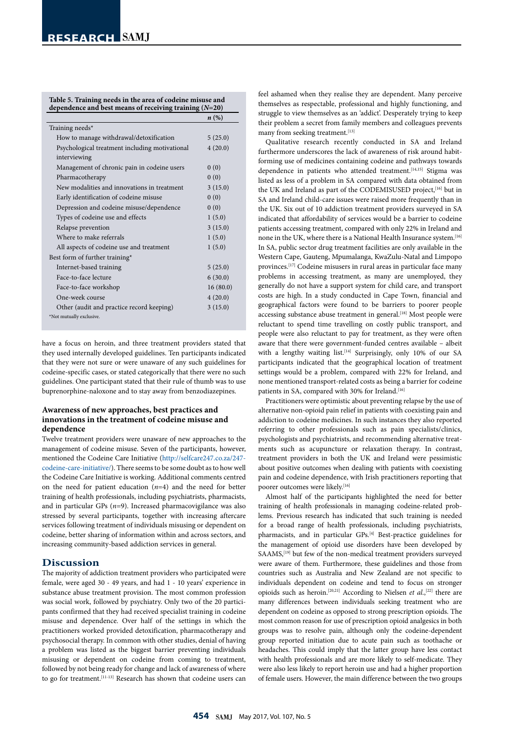**Table 5. Training needs in the area of codeine misuse and dependence and best means of receiving training (*N*=20)**

| | *n* (%) |
|---|---|
| Training needs* | |
| How to manage withdrawal/detoxification | 5 (25.0) |
| Psychological treatment including motivational interviewing | 4 (20.0) |
| Management of chronic pain in codeine users | 0 (0) |
| Pharmacotherapy | 0 (0) |
| New modalities and innovations in treatment | 3 (15.0) |
| Early identification of codeine misuse | 0 (0) |
| Depression and codeine misuse/dependence | 0 (0) |
| Types of codeine use and effects | 1 (5.0) |
| Relapse prevention | 3 (15.0) |
| Where to make referrals | 1 (5.0) |
| All aspects of codeine use and treatment | 1 (5.0) |
| Best form of further training* | |
| Internet-based training | 5 (25.0) |
| Face-to-face lecture | 6 (30.0) |
| Face-to-face workshop | 16 (80.0) |
| One-week course | 4 (20.0) |
| Other (audit and practice record keeping) | 3 (15.0) |

*Not mutually exclusive.

have a focus on heroin, and three treatment providers stated that they used internally developed guidelines. Ten participants indicated that they were not sure or were unaware of any such guidelines for codeine-specific cases, or stated categorically that there were no such guidelines. One participant stated that their rule of thumb was to use buprenorphine-naloxone and to stay away from benzodiazepines.

### Awareness of new approaches, best practices and innovations in the treatment of codeine misuse and dependence

Twelve treatment providers were unaware of new approaches to the management of codeine misuse. Seven of the participants, however, mentioned the Codeine Care Initiative (http://selfcare247.co.za/247-codeine-care-initiative/). There seems to be some doubt as to how well the Codeine Care Initiative is working. Additional comments centred on the need for patient education (*n*=4) and the need for better training of health professionals, including psychiatrists, pharmacists, and in particular GPs (*n*=9). Increased pharmacovigilance was also stressed by several participants, together with increasing aftercare services following treatment of individuals misusing or dependent on codeine, better sharing of information within and across sectors, and increasing community-based addiction services in general.

## Discussion

The majority of addiction treatment providers who participated were female, were aged 30 - 49 years, and had 1 - 10 years' experience in substance abuse treatment provision. The most common profession was social work, followed by psychiatry. Only two of the 20 participants confirmed that they had received specialist training in codeine misuse and dependence. Over half of the settings in which the practitioners worked provided detoxification, pharmacotherapy and psychosocial therapy. In common with other studies, denial of having a problem was listed as the biggest barrier preventing individuals misusing or dependent on codeine from coming to treatment, followed by not being ready for change and lack of awareness of where to go for treatment.[11-13] Research has shown that codeine users can feel ashamed when they realise they are dependent. Many perceive themselves as respectable, professional and highly functioning, and struggle to view themselves as an 'addict'. Desperately trying to keep their problem a secret from family members and colleagues prevents many from seeking treatment.[13]

Qualitative research recently conducted in SA and Ireland furthermore underscores the lack of awareness of risk around habit-forming use of medicines containing codeine and pathways towards dependence in patients who attended treatment.[14,15] Stigma was listed as less of a problem in SA compared with data obtained from the UK and Ireland as part of the CODEMISUSED project,[16] but in SA and Ireland child-care issues were raised more frequently than in the UK. Six out of 10 addiction treatment providers surveyed in SA indicated that affordability of services would be a barrier to codeine patients accessing treatment, compared with only 22% in Ireland and none in the UK, where there is a National Health Insurance system.[16] In SA, public sector drug treatment facilities are only available in the Western Cape, Gauteng, Mpumalanga, KwaZulu-Natal and Limpopo provinces.[17] Codeine misusers in rural areas in particular face many problems in accessing treatment, as many are unemployed, they generally do not have a support system for child care, and transport costs are high. In a study conducted in Cape Town, financial and geographical factors were found to be barriers to poorer people accessing substance abuse treatment in general.[18] Most people were reluctant to spend time travelling on costly public transport, and people were also reluctant to pay for treatment, as they were often aware that there were government-funded centres available – albeit with a lengthy waiting list.[14] Surprisingly, only 10% of our SA participants indicated that the geographical location of treatment settings would be a problem, compared with 22% for Ireland, and none mentioned transport-related costs as being a barrier for codeine patients in SA, compared with 30% for Ireland.[16]

Practitioners were optimistic about preventing relapse by the use of alternative non-opioid pain relief in patients with coexisting pain and addiction to codeine medicines. In such instances they also reported referring to other professionals such as pain specialists/clinics, psychologists and psychiatrists, and recommending alternative treatments such as acupuncture or relaxation therapy. In contrast, treatment providers in both the UK and Ireland were pessimistic about positive outcomes when dealing with patients with coexisting pain and codeine dependence, with Irish practitioners reporting that poorer outcomes were likely.[16]

Almost half of the participants highlighted the need for better training of health professionals in managing codeine-related problems. Previous research has indicated that such training is needed for a broad range of health professionals, including psychiatrists, pharmacists, and in particular GPs.[4] Best-practice guidelines for the management of opioid use disorders have been developed by SAAMS,[19] but few of the non-medical treatment providers surveyed were aware of them. Furthermore, these guidelines and those from countries such as Australia and New Zealand are not specific to individuals dependent on codeine and tend to focus on stronger opioids such as heroin.[20,21] According to Nielsen *et al*.,[22] there are many differences between individuals seeking treatment who are dependent on codeine as opposed to strong prescription opioids. The most common reason for use of prescription opioid analgesics in both groups was to resolve pain, although only the codeine-dependent group reported initiation due to acute pain such as toothache or headaches. This could imply that the latter group have less contact with health professionals and are more likely to self-medicate. They were also less likely to report heroin use and had a higher proportion of female users. However, the main difference between the two groups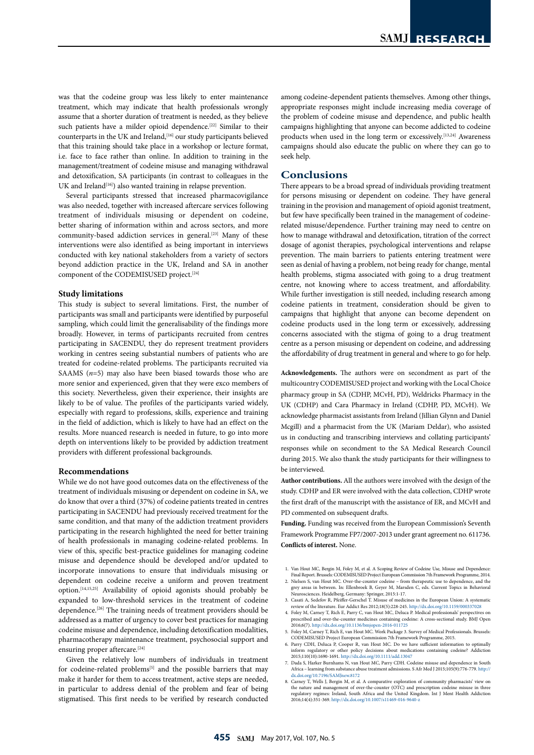was that the codeine group was less likely to enter maintenance treatment, which may indicate that health professionals wrongly assume that a shorter duration of treatment is needed, as they believe such patients have a milder opioid dependence.[22] Similar to their counterparts in the UK and Ireland,[16] our study participants believed that this training should take place in a workshop or lecture format, i.e. face to face rather than online. In addition to training in the management/treatment of codeine misuse and managing withdrawal and detoxification, SA participants (in contrast to colleagues in the UK and Ireland[16]) also wanted training in relapse prevention.

Several participants stressed that increased pharmacovigilance was also needed, together with increased aftercare services following treatment of individuals misusing or dependent on codeine, better sharing of information within and across sectors, and more community-based addiction services in general.[23] Many of these interventions were also identified as being important in interviews conducted with key national stakeholders from a variety of sectors beyond addiction practice in the UK, Ireland and SA in another component of the CODEMISUSED project.[24]

### Study limitations

This study is subject to several limitations. First, the number of participants was small and participants were identified by purposeful sampling, which could limit the generalisability of the findings more broadly. However, in terms of participants recruited from centres participating in SACENDU, they do represent treatment providers working in centres seeing substantial numbers of patients who are treated for codeine-related problems. The participants recruited via SAAMS (*n*=5) may also have been biased towards those who are more senior and experienced, given that they were exco members of this society. Nevertheless, given their experience, their insights are likely to be of value. The profiles of the participants varied widely, especially with regard to professions, skills, experience and training in the field of addiction, which is likely to have had an effect on the results. More nuanced research is needed in future, to go into more depth on interventions likely to be provided by addiction treatment providers with different professional backgrounds.

### Recommendations

While we do not have good outcomes data on the effectiveness of the treatment of individuals misusing or dependent on codeine in SA, we do know that over a third (37%) of codeine patients treated in centres participating in SACENDU had previously received treatment for the same condition, and that many of the addiction treatment providers participating in the research highlighted the need for better training of health professionals in managing codeine-related problems. In view of this, specific best-practice guidelines for managing codeine misuse and dependence should be developed and/or updated to incorporate innovations to ensure that individuals misusing or dependent on codeine receive a uniform and proven treatment option.[14,15,25] Availability of opioid agonists should probably be expanded to low-threshold services in the treatment of codeine dependence.[26] The training needs of treatment providers should be addressed as a matter of urgency to cover best practices for managing codeine misuse and dependence, including detoxification modalities, pharmacotherapy maintenance treatment, psychosocial support and ensuring proper aftercare.[24]

Given the relatively low numbers of individuals in treatment for codeine-related problems[5] and the possible barriers that may make it harder for them to access treatment, active steps are needed, in particular to address denial of the problem and fear of being stigmatised. This first needs to be verified by research conducted among codeine-dependent patients themselves. Among other things, appropriate responses might include increasing media coverage of the problem of codeine misuse and dependence, and public health campaigns highlighting that anyone can become addicted to codeine products when used in the long term or excessively.[13,24] Awareness campaigns should also educate the public on where they can go to seek help.

## Conclusions

There appears to be a broad spread of individuals providing treatment for persons misusing or dependent on codeine. They have general training in the provision and management of opioid agonist treatment, but few have specifically been trained in the management of codeine-related misuse/dependence. Further training may need to centre on how to manage withdrawal and detoxification, titration of the correct dosage of agonist therapies, psychological interventions and relapse prevention. The main barriers to patients entering treatment were seen as denial of having a problem, not being ready for change, mental health problems, stigma associated with going to a drug treatment centre, not knowing where to access treatment, and affordability. While further investigation is still needed, including research among codeine patients in treatment, consideration should be given to campaigns that highlight that anyone can become dependent on codeine products used in the long term or excessively, addressing concerns associated with the stigma of going to a drug treatment centre as a person misusing or dependent on codeine, and addressing the affordability of drug treatment in general and where to go for help.

**Acknowledgements.** The authors were on secondment as part of the multicountry CODEMISUSED project and working with the Local Choice pharmacy group in SA (CDHP, MCvH, PD), Weldricks Pharmacy in the UK (CDHP) and Cara Pharmacy in Ireland (CDHP, PD, MCvH). We acknowledge pharmacist assistants from Ireland (Jillian Glynn and Daniel Mcgill) and a pharmacist from the UK (Mariam Deldar), who assisted us in conducting and transcribing interviews and collating participants' responses while on secondment to the SA Medical Research Council during 2015. We also thank the study participants for their willingness to be interviewed.

**Author contributions.** All the authors were involved with the design of the study. CDHP and ER were involved with the data collection, CDHP wrote the first draft of the manuscript with the assistance of ER, and MCvH and PD commented on subsequent drafts.

**Funding.** Funding was received from the European Commission's Seventh Framework Programme FP7/2007-2013 under grant agreement no. 611736.

**Conflicts of interest.** None.

1. Van Hout MC, Bergin M, Foley M, et al. A Scoping Review of Codeine Use, Misuse and Dependence: Final Report. Brussels: CODEMISUSED Project European Commission 7th Framework Programme, 2014.
2. Nielsen S, van Hout MC. Over-the-counter codeine – from therapeutic use to dependence, and the grey areas in between. In: Ellenbroek B, Geyer M, Marsden C, eds. Current Topics in Behavioral Neurosciences. Heidelberg, Germany: Springer, 2015:1-17.
3. Casati A, Sedefov R, Pfeiffer-Gerschel T. Misuse of medicines in the European Union: A systematic review of the literature. Eur Addict Res 2012;18(5):228-245. http://dx.doi.org/10.1159/000337028
4. Foley M, Carney T, Rich E, Parry C, van Hout MC, Deluca P. Medical professionals' perspectives on prescribed and over-the-counter medicines containing codeine: A cross-sectional study. BMJ Open 2016;6(7). http://dx.doi.org/10.1136/bmjopen-2016-011725
5. Foley M, Carney T, Rich E, van Hout MC. Work Package 3. Survey of Medical Professionals. Brussels: CODEMISUSED Project European Commission 7th Framework Programme, 2015.
6. Parry CDH, Deluca P, Cooper R, van Hout MC. Do we have sufficient information to optimally inform regulatory or other policy decisions about medications containing codeine? Addiction 2015;110(10):1690-1691. http://dx.doi.org/10.1111/add.13047
7. Dada S, Harker Burnhams N, van Hout MC, Parry CDH. Codeine misuse and dependence in South Africa – learning from substance abuse treatment admissions. S Afr Med J 2015;105(9):776-779. http://dx.doi.org/10.7196/SAMJnew.8172
8. Carney T, Wells J, Bergin M, et al. A comparative exploration of community pharmacists' view on the nature and management of over-the-counter (OTC) and prescription codeine misuse in three regulatory regimes: Ireland, South Africa and the United Kingdom. Int J Ment Health Addiction 2016;14(4):351-369. http://dx.doi.org/10.1007/s11469-016-9640-z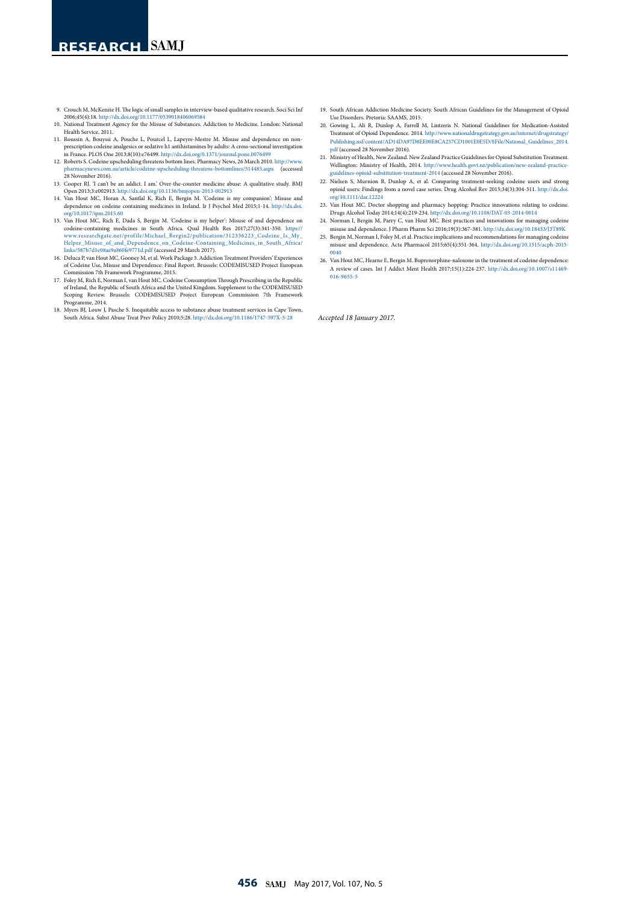9. Crouch M, McKenzie H. The logic of small samples in interview-based qualitative research. Soci Sci Inf 2006;45(4):18. http://dx.doi.org/10.1177/0539018406069584
10. National Treatment Agency for the Misuse of Substances. Addiction to Medicine. London: National Health Service, 2011.
11. Roussin A, Bouyssi A, Pouche L, Pourcel L, Lapeyre-Mestre M. Misuse and dependence on non-prescription codeine analgesics or sedative h1 antihistamines by adults: A cross-sectional investigation in France. PLOS One 2013;8(10):e76499. http://dx.doi.org/0.1371/journal.pone.0076499
12. Roberts S. Codeine upscheduling threatens bottom lines. Pharmacy News, 26 March 2010. http://www.pharmacynews.com.au/article/codeine-upscheduling-threatens-bottomlines/514485.aspx (accessed 28 November 2016).
13. Cooper RJ. 'I can't be an addict. I am.' Over-the-counter medicine abuse: A qualitative study. BMJ Open 2013;3:e002913. http://dx.doi.org/10.1136/bmjopen-2013-002913
14. Van Hout MC, Horan A, Santlal K, Rich E, Bergin M. 'Codeine is my companion': Misuse and dependence on codeine containing medicines in Ireland. Ir J Psychol Med 2015;1-14. http://dx.doi.org/10.1017/ipm.2015.60
15. Van Hout MC, Rich E, Dada S, Bergin M. 'Codeine is my helper': Misuse of and dependence on codeine-containing medicines in South Africa. Qual Health Res 2017;27(3):341-350. https://www.researchgate.net/profile/Michael_Bergin2/publication/312336223_Codeine_Is_My_Helper_Misuse_of_and_Dependence_on_Codeine-Containing_Medicines_in_South_Africa/links/587b7d1e08ae9a860fe9771d.pdf (accessed 29 March 2017).
16. Deluca P, van Hout MC, Gooney M, et al. Work Package 5. Addiction Treatment Providers' Experiences of Codeine Use, Misuse and Dependence: Final Report. Brussels: CODEMISUSED Project European Commission 7th Framework Programme, 2015.
17. Foley M, Rich E, Norman I, van Hout MC. Codeine Consumption Through Prescribing in the Republic of Ireland, the Republic of South Africa and the United Kingdom. Supplement to the CODEMISUSED Scoping Review. Brussels: CODEMISUSED Project European Commission 7th Framework Programme, 2014.
18. Myers BJ, Louw J, Pasche S. Inequitable access to substance abuse treatment services in Cape Town, South Africa. Subst Abuse Treat Prev Policy 2010;5:28. http://dx.doi.org/10.1186/1747-597X-5-28
19. South African Addiction Medicine Society. South African Guidelines for the Management of Opioid Use Disorders. Pretoria: SAAMS, 2015.
20. Gowing L, Ali R, Dunlop A, Farrell M, Lintzeris N. National Guidelines for Medication-Assisted Treatment of Opioid Dependence. 2014. http://www.nationaldrugstrategy.gov.au/internet/drugstrategy/Publishing.nsf/content/AD14DA97D8EE00E8CA257CD1001E0E5D/$File/National_Guidelines_2014.pdf (accessed 28 November 2016).
21. Ministry of Health, New Zealand. New Zealand Practice Guidelines for Opioid Substitution Treatment. Wellington: Ministry of Health, 2014. http://www.health.govt.nz/publication/new-zealand-practice-guidelines-opioid-substitution-treatment-2014 (accessed 28 November 2016).
22. Nielsen S, Murnion B, Dunlop A, et al. Comparing treatment-seeking codeine users and strong opioid users: Findings from a novel case series. Drug Alcohol Rev 2015;34(3):304-311. http://dx.doi.org/10.1111/dar.12224
23. Van Hout MC. Doctor shopping and pharmacy hopping: Practice innovations relating to codeine. Drugs Alcohol Today 2014;14(4):219-234. http://dx.doi.org/10.1108/DAT-03-2014-0014
24. Norman I, Bergin M, Parry C, van Hout MC. Best practices and innovations for managing codeine misuse and dependence. J Pharm Pharm Sci 2016;19(3):367-381. http://dx.doi.org/10.18433/J3T89K
25. Bergin M, Norman I, Foley M, et al. Practice implications and recommendations for managing codeine misuse and dependence. Acta Pharmacol 2015;65(4):351-364. http://dx.doi.org/10.1515/acph-2015-0040
26. Van Hout MC, Hearne E, Bergin M. Buprenorphine-naloxone in the treatment of codeine dependence: A review of cases. Int J Addict Ment Health 2017;15(1):224-237. http://dx.doi.org/10.1007/s11469-016-9655-5

*Accepted 18 January 2017.*